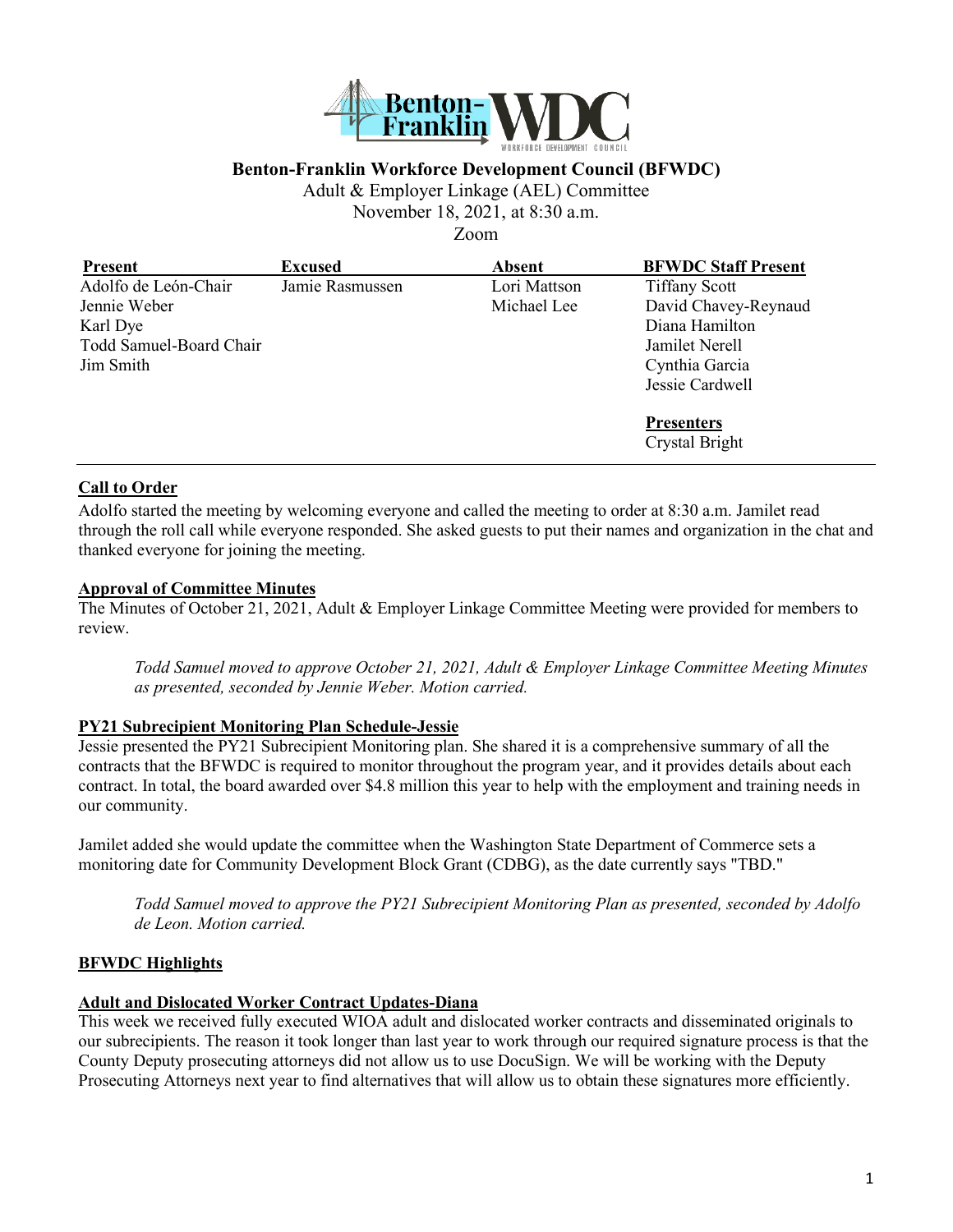# Benton-Franklin Workforce Development Council (BFWDC)

Adult & Employer Linkage (AEL) Committee
November 18, 2021, at 8:30 a.m.
Zoom

| Present | Excused | Absent | BFWDC Staff Present |
|---|---|---|---|
| Adolfo de León-Chair | Jamie Rasmussen | Lori Mattson | Tiffany Scott |
| Jennie Weber | | Michael Lee | David Chavey-Reynaud |
| Karl Dye | | | Diana Hamilton |
| Todd Samuel-Board Chair | | | Jamilet Nerell |
| Jim Smith | | | Cynthia Garcia |
| | | | Jessie Cardwell |
| | | | **Presenters** |
| | | | Crystal Bright |

## Call to Order

Adolfo started the meeting by welcoming everyone and called the meeting to order at 8:30 a.m. Jamilet read through the roll call while everyone responded. She asked guests to put their names and organization in the chat and thanked everyone for joining the meeting.

## Approval of Committee Minutes

The Minutes of October 21, 2021, Adult & Employer Linkage Committee Meeting were provided for members to review.

> *Todd Samuel moved to approve October 21, 2021, Adult & Employer Linkage Committee Meeting Minutes as presented, seconded by Jennie Weber. Motion carried.*

## PY21 Subrecipient Monitoring Plan Schedule-Jessie

Jessie presented the PY21 Subrecipient Monitoring plan. She shared it is a comprehensive summary of all the contracts that the BFWDC is required to monitor throughout the program year, and it provides details about each contract. In total, the board awarded over $4.8 million this year to help with the employment and training needs in our community.

Jamilet added she would update the committee when the Washington State Department of Commerce sets a monitoring date for Community Development Block Grant (CDBG), as the date currently says "TBD."

> *Todd Samuel moved to approve the PY21 Subrecipient Monitoring Plan as presented, seconded by Adolfo de Leon. Motion carried.*

## BFWDC Highlights

### Adult and Dislocated Worker Contract Updates-Diana

This week we received fully executed WIOA adult and dislocated worker contracts and disseminated originals to our subrecipients. The reason it took longer than last year to work through our required signature process is that the County Deputy prosecuting attorneys did not allow us to use DocuSign. We will be working with the Deputy Prosecuting Attorneys next year to find alternatives that will allow us to obtain these signatures more efficiently.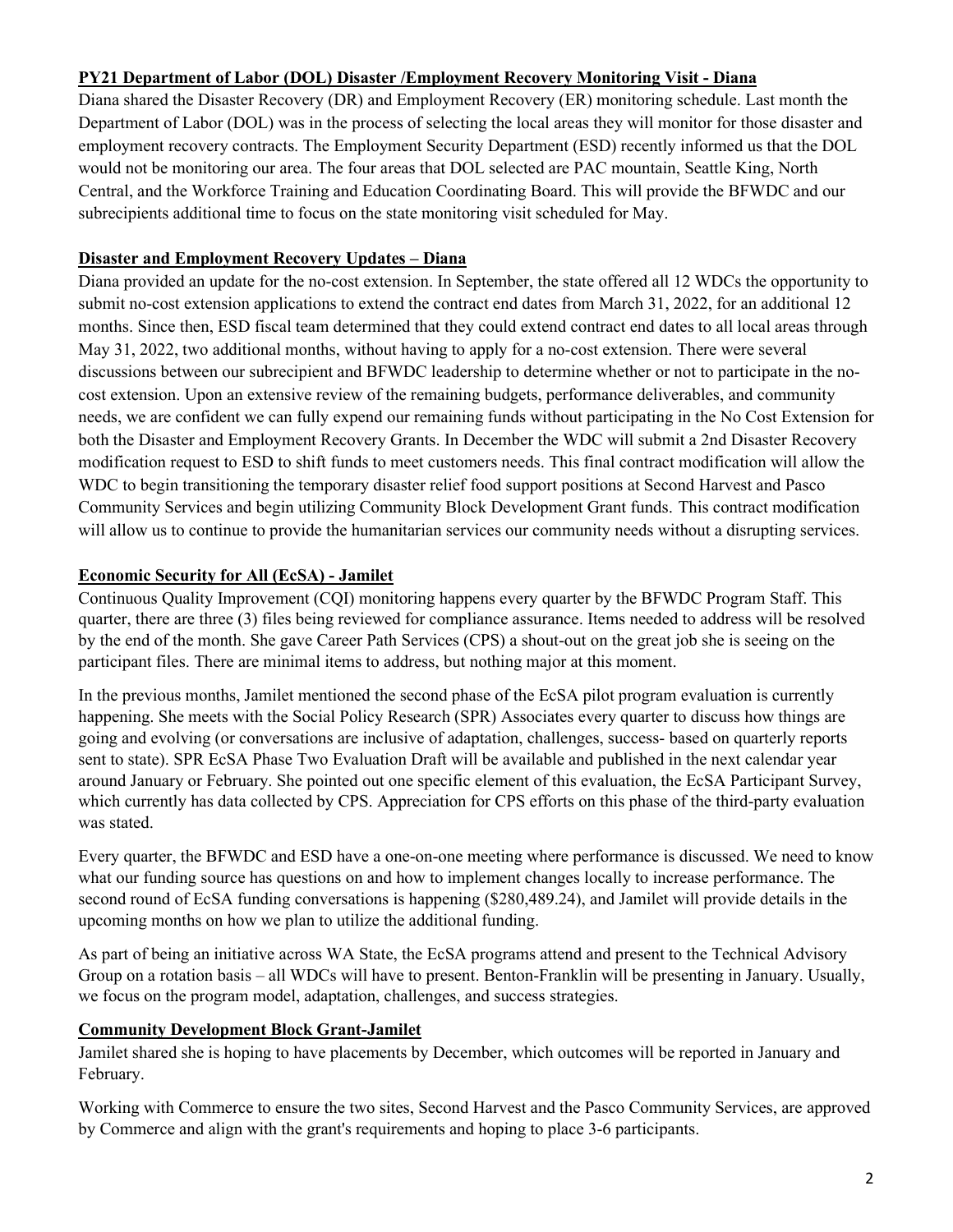**PY21 Department of Labor (DOL) Disaster /Employment Recovery Monitoring Visit - Diana**

Diana shared the Disaster Recovery (DR) and Employment Recovery (ER) monitoring schedule. Last month the Department of Labor (DOL) was in the process of selecting the local areas they will monitor for those disaster and employment recovery contracts. The Employment Security Department (ESD) recently informed us that the DOL would not be monitoring our area. The four areas that DOL selected are PAC mountain, Seattle King, North Central, and the Workforce Training and Education Coordinating Board. This will provide the BFWDC and our subrecipients additional time to focus on the state monitoring visit scheduled for May.

**Disaster and Employment Recovery Updates – Diana**

Diana provided an update for the no-cost extension. In September, the state offered all 12 WDCs the opportunity to submit no-cost extension applications to extend the contract end dates from March 31, 2022, for an additional 12 months. Since then, ESD fiscal team determined that they could extend contract end dates to all local areas through May 31, 2022, two additional months, without having to apply for a no-cost extension. There were several discussions between our subrecipient and BFWDC leadership to determine whether or not to participate in the no-cost extension. Upon an extensive review of the remaining budgets, performance deliverables, and community needs, we are confident we can fully expend our remaining funds without participating in the No Cost Extension for both the Disaster and Employment Recovery Grants. In December the WDC will submit a 2nd Disaster Recovery modification request to ESD to shift funds to meet customers needs. This final contract modification will allow the WDC to begin transitioning the temporary disaster relief food support positions at Second Harvest and Pasco Community Services and begin utilizing Community Block Development Grant funds. This contract modification will allow us to continue to provide the humanitarian services our community needs without a disrupting services.

**Economic Security for All (EcSA) - Jamilet**

Continuous Quality Improvement (CQI) monitoring happens every quarter by the BFWDC Program Staff. This quarter, there are three (3) files being reviewed for compliance assurance. Items needed to address will be resolved by the end of the month. She gave Career Path Services (CPS) a shout-out on the great job she is seeing on the participant files. There are minimal items to address, but nothing major at this moment.

In the previous months, Jamilet mentioned the second phase of the EcSA pilot program evaluation is currently happening. She meets with the Social Policy Research (SPR) Associates every quarter to discuss how things are going and evolving (or conversations are inclusive of adaptation, challenges, success- based on quarterly reports sent to state). SPR EcSA Phase Two Evaluation Draft will be available and published in the next calendar year around January or February. She pointed out one specific element of this evaluation, the EcSA Participant Survey, which currently has data collected by CPS. Appreciation for CPS efforts on this phase of the third-party evaluation was stated.

Every quarter, the BFWDC and ESD have a one-on-one meeting where performance is discussed. We need to know what our funding source has questions on and how to implement changes locally to increase performance. The second round of EcSA funding conversations is happening ($280,489.24), and Jamilet will provide details in the upcoming months on how we plan to utilize the additional funding.

As part of being an initiative across WA State, the EcSA programs attend and present to the Technical Advisory Group on a rotation basis – all WDCs will have to present. Benton-Franklin will be presenting in January. Usually, we focus on the program model, adaptation, challenges, and success strategies.

**Community Development Block Grant-Jamilet**

Jamilet shared she is hoping to have placements by December, which outcomes will be reported in January and February.

Working with Commerce to ensure the two sites, Second Harvest and the Pasco Community Services, are approved by Commerce and align with the grant's requirements and hoping to place 3-6 participants.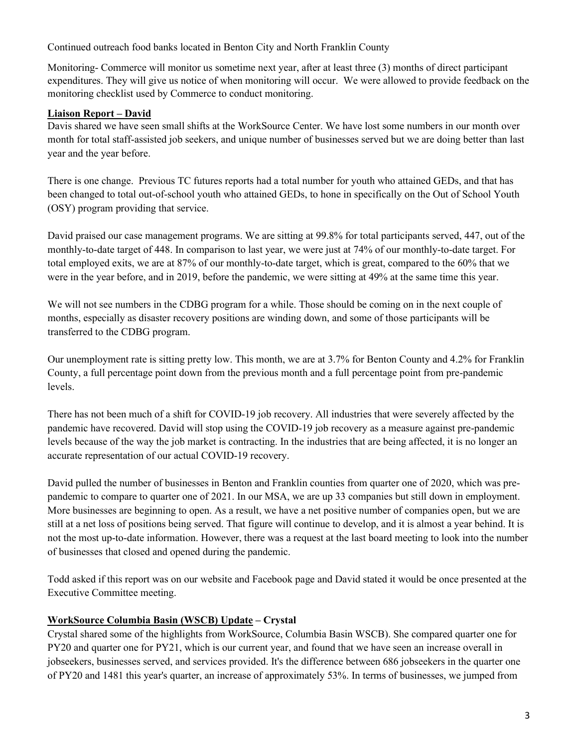Continued outreach food banks located in Benton City and North Franklin County

Monitoring- Commerce will monitor us sometime next year, after at least three (3) months of direct participant expenditures. They will give us notice of when monitoring will occur. We were allowed to provide feedback on the monitoring checklist used by Commerce to conduct monitoring.

**Liaison Report – David**

Davis shared we have seen small shifts at the WorkSource Center. We have lost some numbers in our month over month for total staff-assisted job seekers, and unique number of businesses served but we are doing better than last year and the year before.

There is one change. Previous TC futures reports had a total number for youth who attained GEDs, and that has been changed to total out-of-school youth who attained GEDs, to hone in specifically on the Out of School Youth (OSY) program providing that service.

David praised our case management programs. We are sitting at 99.8% for total participants served, 447, out of the monthly-to-date target of 448. In comparison to last year, we were just at 74% of our monthly-to-date target. For total employed exits, we are at 87% of our monthly-to-date target, which is great, compared to the 60% that we were in the year before, and in 2019, before the pandemic, we were sitting at 49% at the same time this year.

We will not see numbers in the CDBG program for a while. Those should be coming on in the next couple of months, especially as disaster recovery positions are winding down, and some of those participants will be transferred to the CDBG program.

Our unemployment rate is sitting pretty low. This month, we are at 3.7% for Benton County and 4.2% for Franklin County, a full percentage point down from the previous month and a full percentage point from pre-pandemic levels.

There has not been much of a shift for COVID-19 job recovery. All industries that were severely affected by the pandemic have recovered. David will stop using the COVID-19 job recovery as a measure against pre-pandemic levels because of the way the job market is contracting. In the industries that are being affected, it is no longer an accurate representation of our actual COVID-19 recovery.

David pulled the number of businesses in Benton and Franklin counties from quarter one of 2020, which was pre-pandemic to compare to quarter one of 2021. In our MSA, we are up 33 companies but still down in employment. More businesses are beginning to open. As a result, we have a net positive number of companies open, but we are still at a net loss of positions being served. That figure will continue to develop, and it is almost a year behind. It is not the most up-to-date information. However, there was a request at the last board meeting to look into the number of businesses that closed and opened during the pandemic.

Todd asked if this report was on our website and Facebook page and David stated it would be once presented at the Executive Committee meeting.

**WorkSource Columbia Basin (WSCB) Update – Crystal**

Crystal shared some of the highlights from WorkSource, Columbia Basin WSCB). She compared quarter one for PY20 and quarter one for PY21, which is our current year, and found that we have seen an increase overall in jobseekers, businesses served, and services provided. It's the difference between 686 jobseekers in the quarter one of PY20 and 1481 this year's quarter, an increase of approximately 53%. In terms of businesses, we jumped from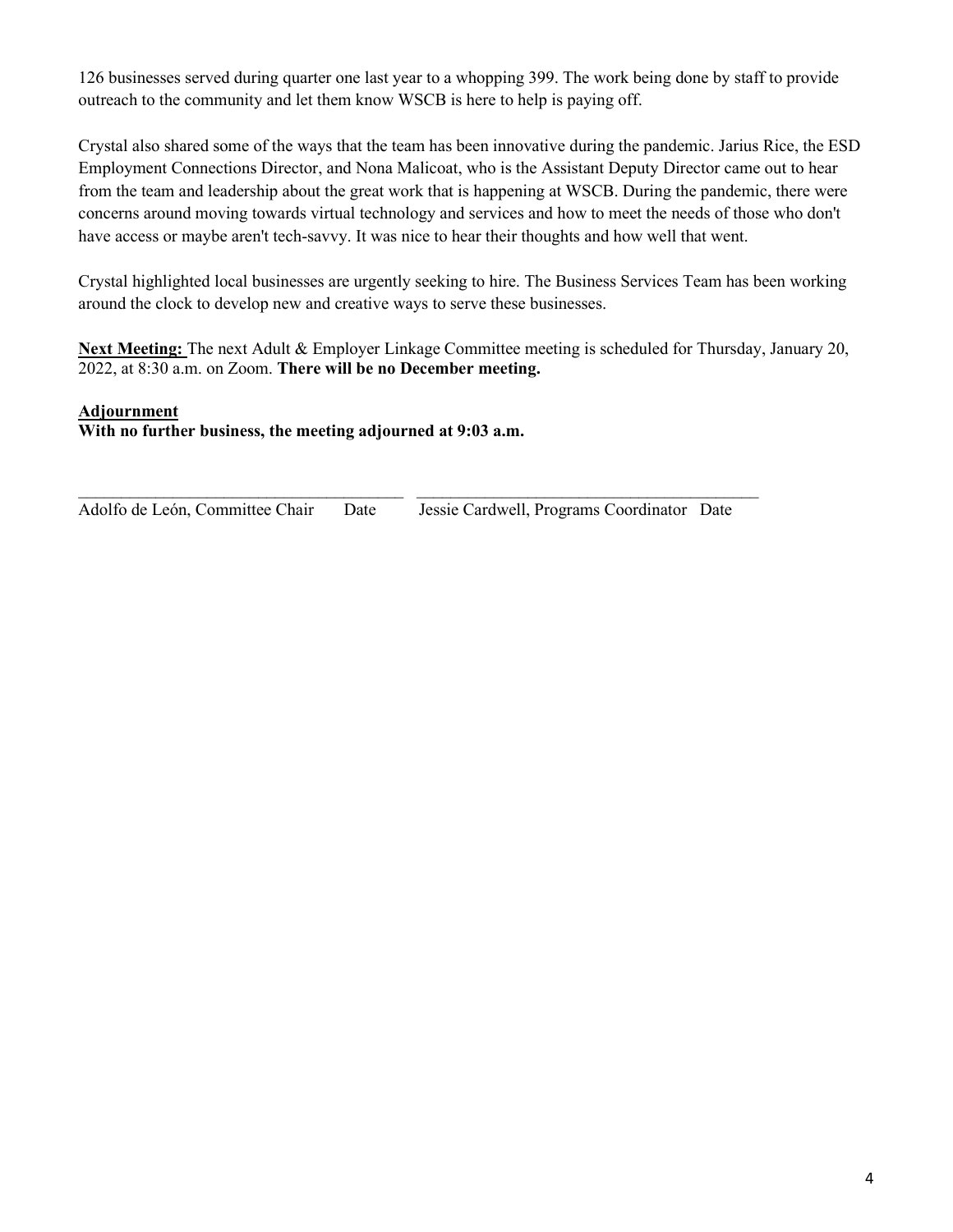126 businesses served during quarter one last year to a whopping 399. The work being done by staff to provide outreach to the community and let them know WSCB is here to help is paying off.

Crystal also shared some of the ways that the team has been innovative during the pandemic. Jarius Rice, the ESD Employment Connections Director, and Nona Malicoat, who is the Assistant Deputy Director came out to hear from the team and leadership about the great work that is happening at WSCB. During the pandemic, there were concerns around moving towards virtual technology and services and how to meet the needs of those who don't have access or maybe aren't tech-savvy. It was nice to hear their thoughts and how well that went.

Crystal highlighted local businesses are urgently seeking to hire. The Business Services Team has been working around the clock to develop new and creative ways to serve these businesses.

**Next Meeting:** The next Adult & Employer Linkage Committee meeting is scheduled for Thursday, January 20, 2022, at 8:30 a.m. on Zoom. **There will be no December meeting.**

**Adjournment**

**With no further business, the meeting adjourned at 9:03 a.m.**

_______________________________________ _________________________________________

Adolfo de León, Committee Chair     Date     Jessie Cardwell, Programs Coordinator   Date